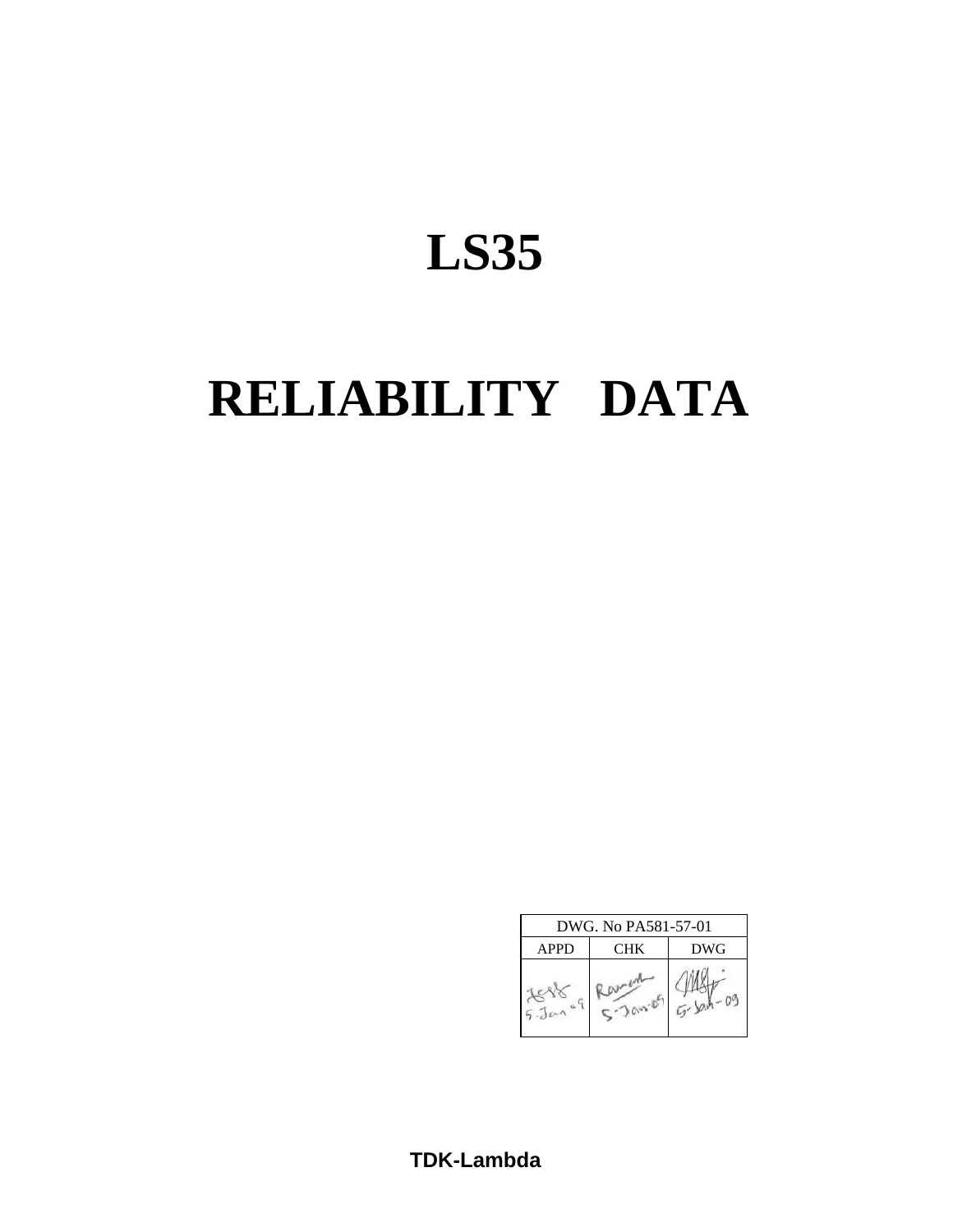# LS35

# RELIABILITY DATA

| DWG. No PA581-57-01 | | |
|---|---|---|
| APPD | CHK | DWG |
| 5-Jan-09 | Ramesh 5-Jan-09 | 5-Jan-09 |

**TDK-Lambda**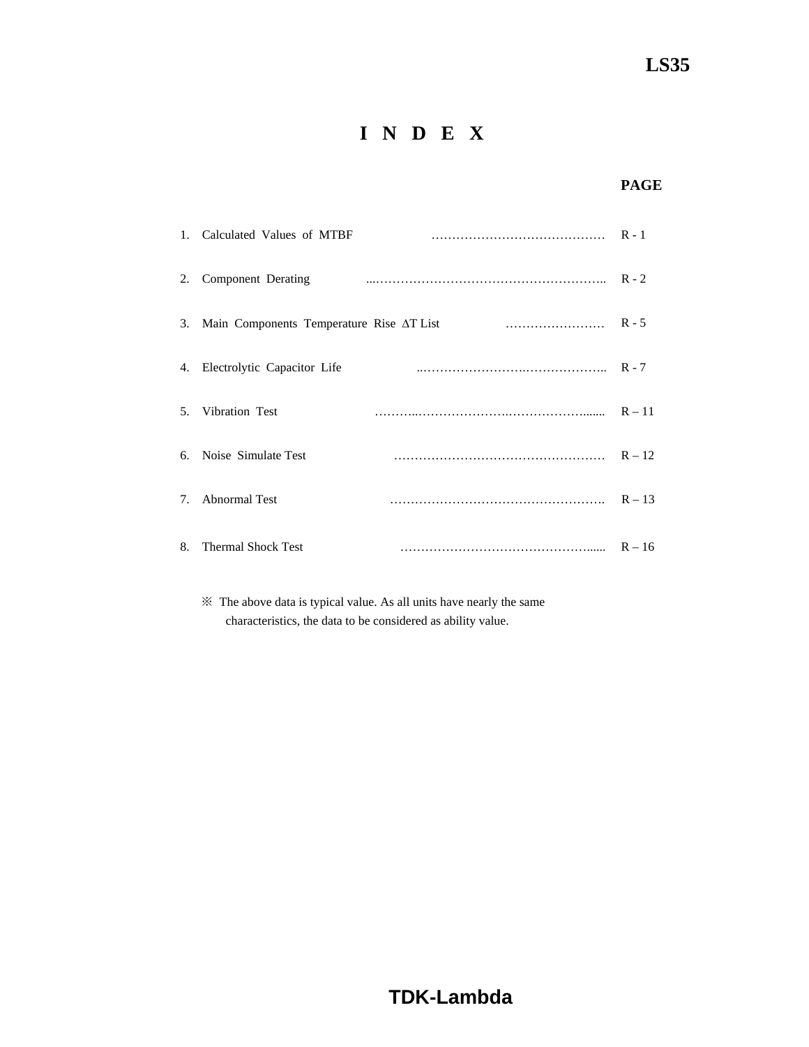# I N D E X

| | | PAGE |
|---|---|---|
| 1. | Calculated Values of MTBF | R - 1 |
| 2. | Component Derating | R - 2 |
| 3. | Main Components Temperature Rise ΔT List | R - 5 |
| 4. | Electrolytic Capacitor Life | R - 7 |
| 5. | Vibration Test | R – 11 |
| 6. | Noise Simulate Test | R – 12 |
| 7. | Abnormal Test | R – 13 |
| 8. | Thermal Shock Test | R – 16 |

※ The above data is typical value. As all units have nearly the same characteristics, the data to be considered as ability value.

**TDK-Lambda**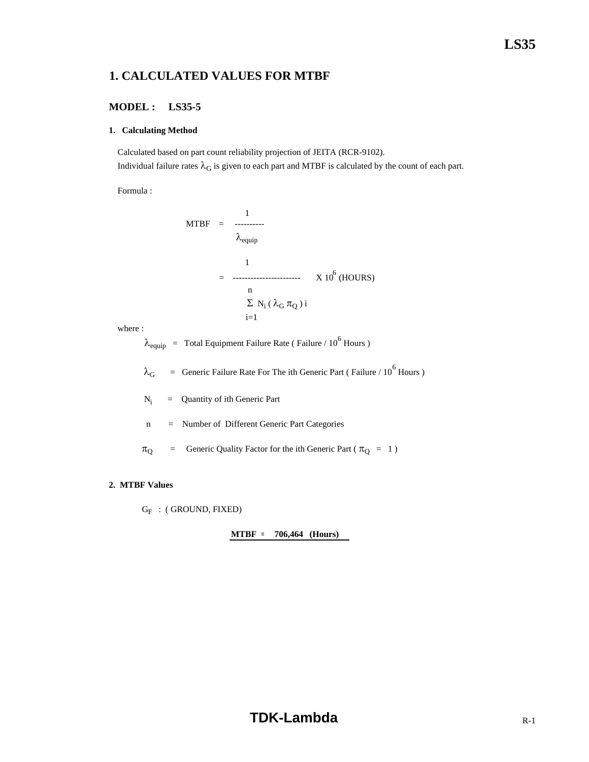# 1. CALCULATED VALUES FOR MTBF

## MODEL : LS35-5

### 1. Calculating Method

Calculated based on part count reliability projection of JEITA (RCR-9102).
Individual failure rates $\lambda_G$ is given to each part and MTBF is calculated by the count of each part.

Formula :

$$\text{MTBF} = \frac{1}{\lambda_{equip}}$$

$$= \frac{1}{\sum_{i=1}^{n} N_i (\lambda_G \pi_Q)_i} \times 10^6 \text{ (HOURS)}$$

where :

$\lambda_{equip}$ = Total Equipment Failure Rate ( Failure / $10^6$ Hours )

$\lambda_G$ = Generic Failure Rate For The ith Generic Part ( Failure / $10^6$ Hours )

$N_i$ = Quantity of ith Generic Part

n = Number of Different Generic Part Categories

$\pi_Q$ = Generic Quality Factor for the ith Generic Part ( $\pi_Q$ = 1 )

### 2. MTBF Values

$G_F$ : ( GROUND, FIXED)

**MTBF = 706,464 (Hours)**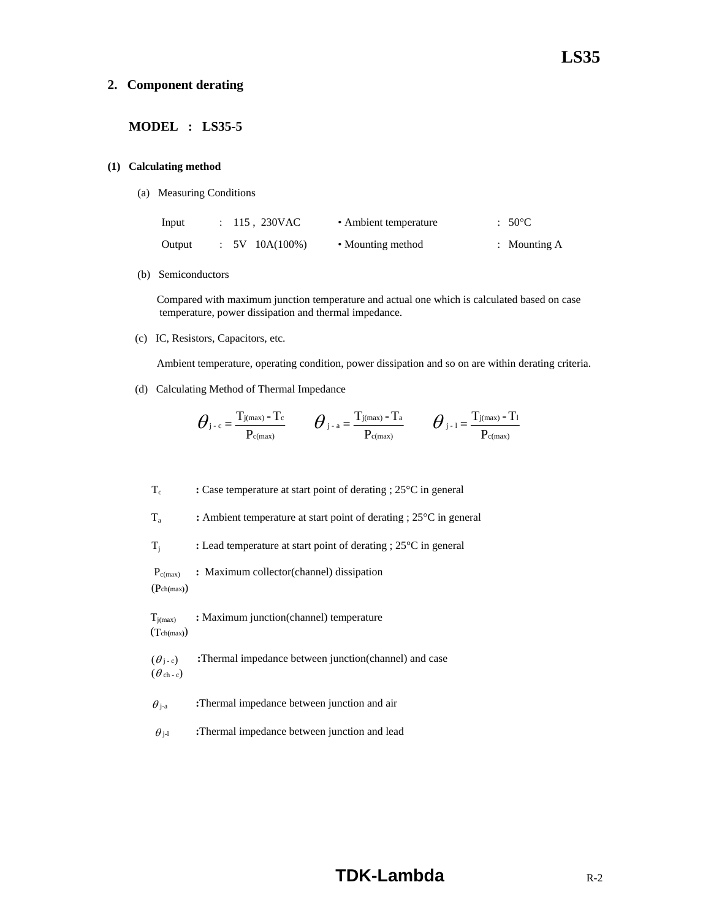## 2. Component derating

### MODEL : LS35-5

#### (1) Calculating method

(a) Measuring Conditions

| | | | |
|---|---|---|---|
| Input | : 115 , 230VAC | • Ambient temperature | : 50°C |
| Output | : 5V 10A(100%) | • Mounting method | : Mounting A |

(b) Semiconductors

Compared with maximum junction temperature and actual one which is calculated based on case temperature, power dissipation and thermal impedance.

(c) IC, Resistors, Capacitors, etc.

Ambient temperature, operating condition, power dissipation and so on are within derating criteria.

(d) Calculating Method of Thermal Impedance

$$\theta_{j-c} = \frac{T_{j(max)} - T_c}{P_{c(max)}} \qquad \theta_{j-a} = \frac{T_{j(max)} - T_a}{P_{c(max)}} \qquad \theta_{j-l} = \frac{T_{j(max)} - T_l}{P_{c(max)}}$$

$T_c$ : Case temperature at start point of derating ; 25°C in general

$T_a$ : Ambient temperature at start point of derating ; 25°C in general

$T_j$ : Lead temperature at start point of derating ; 25°C in general

$P_{c(max)}$ ($P_{ch(max)}$) : Maximum collector(channel) dissipation

$T_{j(max)}$ ($T_{ch(max)}$) : Maximum junction(channel) temperature

($\theta_{j-c}$) ($\theta_{ch-c}$) :Thermal impedance between junction(channel) and case

$\theta_{j-a}$ :Thermal impedance between junction and air

$\theta_{j-l}$ :Thermal impedance between junction and lead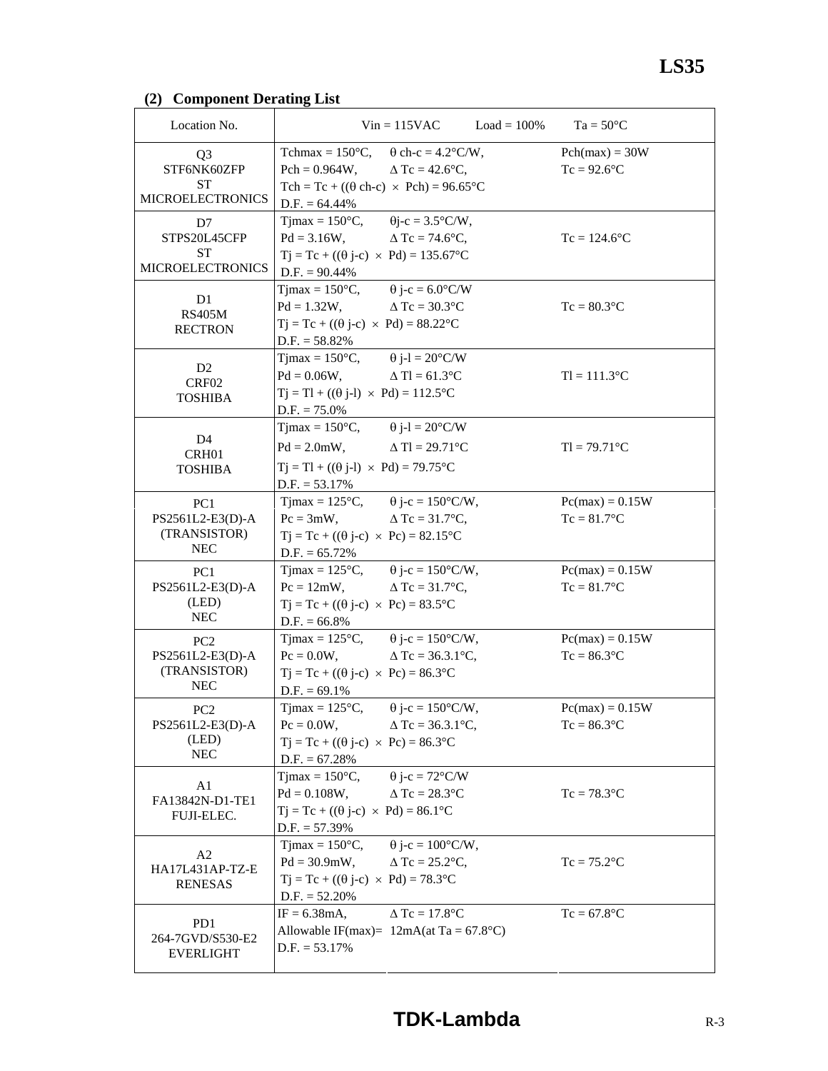## (2) Component Derating List

| Location No. | Vin = 115VAC    Load = 100%    Ta = 50°C | |
|---|---|---|
| Q3<br>STF6NK60ZFP<br>ST<br>MICROELECTRONICS | Tchmax = 150°C,  $\theta$ ch-c = 4.2°C/W,<br>Pch = 0.964W,  $\Delta$ Tc = 42.6°C,<br>Tch = Tc + (($\theta$ ch-c) $\times$ Pch) = 96.65°C<br>D.F. = 64.44% | Pch(max) = 30W<br>Tc = 92.6°C |
| D7<br>STPS20L45CFP<br>ST<br>MICROELECTRONICS | Tjmax = 150°C,  $\theta$j-c = 3.5°C/W,<br>Pd = 3.16W,  $\Delta$ Tc = 74.6°C,<br>Tj = Tc + (($\theta$ j-c) $\times$ Pd) = 135.67°C<br>D.F. = 90.44% | Tc = 124.6°C |
| D1<br>RS405M<br>RECTRON | Tjmax = 150°C,  $\theta$ j-c = 6.0°C/W<br>Pd = 1.32W,  $\Delta$ Tc = 30.3°C<br>Tj = Tc + (($\theta$ j-c) $\times$ Pd) = 88.22°C<br>D.F. = 58.82% | Tc = 80.3°C |
| D2<br>CRF02<br>TOSHIBA | Tjmax = 150°C,  $\theta$ j-l = 20°C/W<br>Pd = 0.06W,  $\Delta$ Tl = 61.3°C<br>Tj = Tl + (($\theta$ j-l) $\times$ Pd) = 112.5°C<br>D.F. = 75.0% | Tl = 111.3°C |
| D4<br>CRH01<br>TOSHIBA | Tjmax = 150°C,  $\theta$ j-l = 20°C/W<br>Pd = 2.0mW,  $\Delta$ Tl = 29.71°C<br>Tj = Tl + (($\theta$ j-l) $\times$ Pd) = 79.75°C<br>D.F. = 53.17% | Tl = 79.71°C |
| PC1<br>PS2561L2-E3(D)-A<br>(TRANSISTOR)<br>NEC | Tjmax = 125°C,  $\theta$ j-c = 150°C/W,<br>Pc = 3mW,  $\Delta$ Tc = 31.7°C,<br>Tj = Tc + (($\theta$ j-c) $\times$ Pc) = 82.15°C<br>D.F. = 65.72% | Pc(max) = 0.15W<br>Tc = 81.7°C |
| PC1<br>PS2561L2-E3(D)-A<br>(LED)<br>NEC | Tjmax = 125°C,  $\theta$ j-c = 150°C/W,<br>Pc = 12mW,  $\Delta$ Tc = 31.7°C,<br>Tj = Tc + (($\theta$ j-c) $\times$ Pc) = 83.5°C<br>D.F. = 66.8% | Pc(max) = 0.15W<br>Tc = 81.7°C |
| PC2<br>PS2561L2-E3(D)-A<br>(TRANSISTOR)<br>NEC | Tjmax = 125°C,  $\theta$ j-c = 150°C/W,<br>Pc = 0.0W,  $\Delta$ Tc = 36.3.1°C,<br>Tj = Tc + (($\theta$ j-c) $\times$ Pc) = 86.3°C<br>D.F. = 69.1% | Pc(max) = 0.15W<br>Tc = 86.3°C |
| PC2<br>PS2561L2-E3(D)-A<br>(LED)<br>NEC | Tjmax = 125°C,  $\theta$ j-c = 150°C/W,<br>Pc = 0.0W,  $\Delta$ Tc = 36.3.1°C,<br>Tj = Tc + (($\theta$ j-c) $\times$ Pc) = 86.3°C<br>D.F. = 67.28% | Pc(max) = 0.15W<br>Tc = 86.3°C |
| A1<br>FA13842N-D1-TE1<br>FUJI-ELEC. | Tjmax = 150°C,  $\theta$ j-c = 72°C/W<br>Pd = 0.108W,  $\Delta$ Tc = 28.3°C<br>Tj = Tc + (($\theta$ j-c) $\times$ Pd) = 86.1°C<br>D.F. = 57.39% | Tc = 78.3°C |
| A2<br>HA17L431AP-TZ-E<br>RENESAS | Tjmax = 150°C,  $\theta$ j-c = 100°C/W,<br>Pd = 30.9mW,  $\Delta$ Tc = 25.2°C,<br>Tj = Tc + (($\theta$ j-c) $\times$ Pd) = 78.3°C<br>D.F. = 52.20% | Tc = 75.2°C |
| PD1<br>264-7GVD/S530-E2<br>EVERLIGHT | IF = 6.38mA,  $\Delta$ Tc = 17.8°C<br>Allowable IF(max)= 12mA(at Ta = 67.8°C)<br>D.F. = 53.17% | Tc = 67.8°C |

TDK-Lambda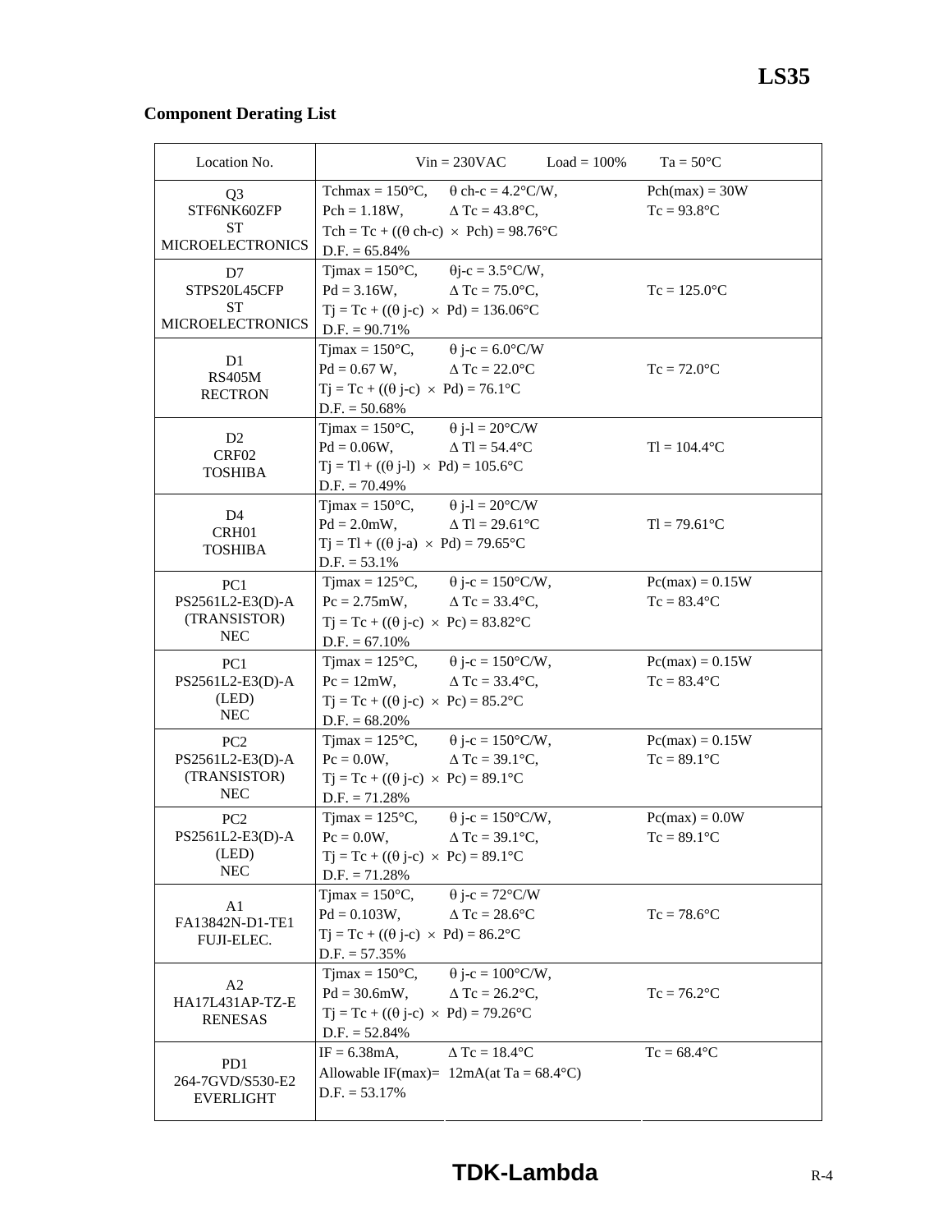## Component Derating List

| Location No. | Vin = 230VAC Load = 100% Ta = 50°C | | |
|---|---|---|---|
| Q3<br>STF6NK60ZFP<br>ST<br>MICROELECTRONICS | Tchmax = 150°C,<br>Pch = 1.18W,<br>Tch = Tc + ((θ ch-c) × Pch) = 98.76°C<br>D.F. = 65.84% | θ ch-c = 4.2°C/W,<br>Δ Tc = 43.8°C, | Pch(max) = 30W<br>Tc = 93.8°C |
| D7<br>STPS20L45CFP<br>ST<br>MICROELECTRONICS | Tjmax = 150°C,<br>Pd = 3.16W,<br>Tj = Tc + ((θ j-c) × Pd) = 136.06°C<br>D.F. = 90.71% | θj-c = 3.5°C/W,<br>Δ Tc = 75.0°C, | Tc = 125.0°C |
| D1<br>RS405M<br>RECTRON | Tjmax = 150°C,<br>Pd = 0.67 W,<br>Tj = Tc + ((θ j-c) × Pd) = 76.1°C<br>D.F. = 50.68% | θ j-c = 6.0°C/W<br>Δ Tc = 22.0°C | Tc = 72.0°C |
| D2<br>CRF02<br>TOSHIBA | Tjmax = 150°C,<br>Pd = 0.06W,<br>Tj = Tl + ((θ j-l) × Pd) = 105.6°C<br>D.F. = 70.49% | θ j-l = 20°C/W<br>Δ Tl = 54.4°C | Tl = 104.4°C |
| D4<br>CRH01<br>TOSHIBA | Tjmax = 150°C,<br>Pd = 2.0mW,<br>Tj = Tl + ((θ j-a) × Pd) = 79.65°C<br>D.F. = 53.1% | θ j-l = 20°C/W<br>Δ Tl = 29.61°C | Tl = 79.61°C |
| PC1<br>PS2561L2-E3(D)-A<br>(TRANSISTOR)<br>NEC | Tjmax = 125°C,<br>Pc = 2.75mW,<br>Tj = Tc + ((θ j-c) × Pc) = 83.82°C<br>D.F. = 67.10% | θ j-c = 150°C/W,<br>Δ Tc = 33.4°C, | Pc(max) = 0.15W<br>Tc = 83.4°C |
| PC1<br>PS2561L2-E3(D)-A<br>(LED)<br>NEC | Tjmax = 125°C,<br>Pc = 12mW,<br>Tj = Tc + ((θ j-c) × Pc) = 85.2°C<br>D.F. = 68.20% | θ j-c = 150°C/W,<br>Δ Tc = 33.4°C, | Pc(max) = 0.15W<br>Tc = 83.4°C |
| PC2<br>PS2561L2-E3(D)-A<br>(TRANSISTOR)<br>NEC | Tjmax = 125°C,<br>Pc = 0.0W,<br>Tj = Tc + ((θ j-c) × Pc) = 89.1°C<br>D.F. = 71.28% | θ j-c = 150°C/W,<br>Δ Tc = 39.1°C, | Pc(max) = 0.15W<br>Tc = 89.1°C |
| PC2<br>PS2561L2-E3(D)-A<br>(LED)<br>NEC | Tjmax = 125°C,<br>Pc = 0.0W,<br>Tj = Tc + ((θ j-c) × Pc) = 89.1°C<br>D.F. = 71.28% | θ j-c = 150°C/W,<br>Δ Tc = 39.1°C, | Pc(max) = 0.0W<br>Tc = 89.1°C |
| A1<br>FA13842N-D1-TE1<br>FUJI-ELEC. | Tjmax = 150°C,<br>Pd = 0.103W,<br>Tj = Tc + ((θ j-c) × Pd) = 86.2°C<br>D.F. = 57.35% | θ j-c = 72°C/W<br>Δ Tc = 28.6°C | Tc = 78.6°C |
| A2<br>HA17L431AP-TZ-E<br>RENESAS | Tjmax = 150°C,<br>Pd = 30.6mW,<br>Tj = Tc + ((θ j-c) × Pd) = 79.26°C<br>D.F. = 52.84% | θ j-c = 100°C/W,<br>Δ Tc = 26.2°C, | Tc = 76.2°C |
| PD1<br>264-7GVD/S530-E2<br>EVERLIGHT | IF = 6.38mA,<br>Allowable IF(max)= 12mA(at Ta = 68.4°C)<br>D.F. = 53.17% | Δ Tc = 18.4°C | Tc = 68.4°C |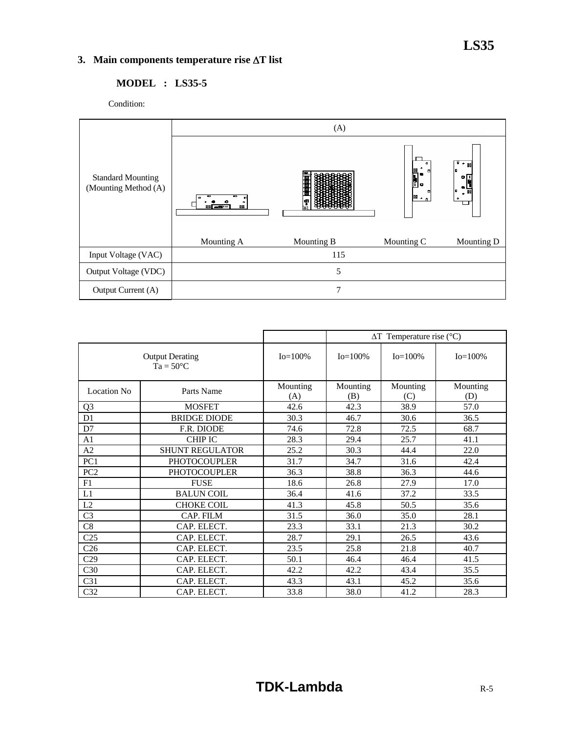## 3. Main components temperature rise ΔT list

### MODEL : LS35-5

Condition:

| Standard Mounting (Mounting Method (A) | (A) | | | |
|---|---|---|---|---|
| | Mounting A | Mounting B | Mounting C | Mounting D |
| Input Voltage (VAC) | 115 | | | |
| Output Voltage (VDC) | 5 | | | |
| Output Current (A) | 7 | | | |

| | | | ΔT Temperature rise (°C) | | |
|---|---|---|---|---|---|
| Output Derating Ta = 50°C | | Io=100% | Io=100% | Io=100% | Io=100% |
| Location No | Parts Name | Mounting (A) | Mounting (B) | Mounting (C) | Mounting (D) |
| Q3 | MOSFET | 42.6 | 42.3 | 38.9 | 57.0 |
| D1 | BRIDGE DIODE | 30.3 | 46.7 | 30.6 | 36.5 |
| D7 | F.R. DIODE | 74.6 | 72.8 | 72.5 | 68.7 |
| A1 | CHIP IC | 28.3 | 29.4 | 25.7 | 41.1 |
| A2 | SHUNT REGULATOR | 25.2 | 30.3 | 44.4 | 22.0 |
| PC1 | PHOTOCOUPLER | 31.7 | 34.7 | 31.6 | 42.4 |
| PC2 | PHOTOCOUPLER | 36.3 | 38.8 | 36.3 | 44.6 |
| F1 | FUSE | 18.6 | 26.8 | 27.9 | 17.0 |
| L1 | BALUN COIL | 36.4 | 41.6 | 37.2 | 33.5 |
| L2 | CHOKE COIL | 41.3 | 45.8 | 50.5 | 35.6 |
| C3 | CAP. FILM | 31.5 | 36.0 | 35.0 | 28.1 |
| C8 | CAP. ELECT. | 23.3 | 33.1 | 21.3 | 30.2 |
| C25 | CAP. ELECT. | 28.7 | 29.1 | 26.5 | 43.6 |
| C26 | CAP. ELECT. | 23.5 | 25.8 | 21.8 | 40.7 |
| C29 | CAP. ELECT. | 50.1 | 46.4 | 46.4 | 41.5 |
| C30 | CAP. ELECT. | 42.2 | 42.2 | 43.4 | 35.5 |
| C31 | CAP. ELECT. | 43.3 | 43.1 | 45.2 | 35.6 |
| C32 | CAP. ELECT. | 33.8 | 38.0 | 41.2 | 28.3 |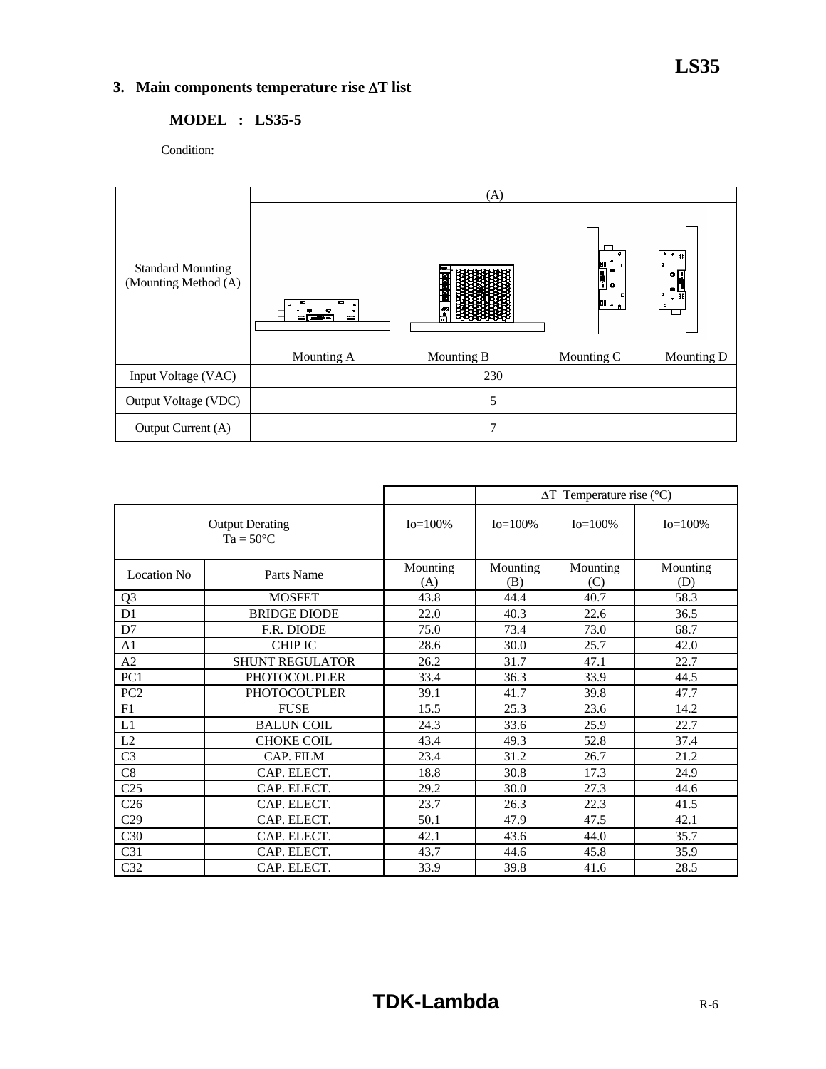## 3. Main components temperature rise ΔT list

**MODEL : LS35-5**

Condition:

| Standard Mounting (Mounting Method (A) | (A) | | | |
|---|---|---|---|---|
| | Mounting A | Mounting B | Mounting C | Mounting D |
| Input Voltage (VAC) | 230 | | | |
| Output Voltage (VDC) | 5 | | | |
| Output Current (A) | 7 | | | |

| | | | ΔT Temperature rise (°C) | | |
|---|---|---|---|---|---|
| Output Derating Ta = 50°C | | Io=100% | Io=100% | Io=100% | Io=100% |
| Location No | Parts Name | Mounting (A) | Mounting (B) | Mounting (C) | Mounting (D) |
| Q3 | MOSFET | 43.8 | 44.4 | 40.7 | 58.3 |
| D1 | BRIDGE DIODE | 22.0 | 40.3 | 22.6 | 36.5 |
| D7 | F.R. DIODE | 75.0 | 73.4 | 73.0 | 68.7 |
| A1 | CHIP IC | 28.6 | 30.0 | 25.7 | 42.0 |
| A2 | SHUNT REGULATOR | 26.2 | 31.7 | 47.1 | 22.7 |
| PC1 | PHOTOCOUPLER | 33.4 | 36.3 | 33.9 | 44.5 |
| PC2 | PHOTOCOUPLER | 39.1 | 41.7 | 39.8 | 47.7 |
| F1 | FUSE | 15.5 | 25.3 | 23.6 | 14.2 |
| L1 | BALUN COIL | 24.3 | 33.6 | 25.9 | 22.7 |
| L2 | CHOKE COIL | 43.4 | 49.3 | 52.8 | 37.4 |
| C3 | CAP. FILM | 23.4 | 31.2 | 26.7 | 21.2 |
| C8 | CAP. ELECT. | 18.8 | 30.8 | 17.3 | 24.9 |
| C25 | CAP. ELECT. | 29.2 | 30.0 | 27.3 | 44.6 |
| C26 | CAP. ELECT. | 23.7 | 26.3 | 22.3 | 41.5 |
| C29 | CAP. ELECT. | 50.1 | 47.9 | 47.5 | 42.1 |
| C30 | CAP. ELECT. | 42.1 | 43.6 | 44.0 | 35.7 |
| C31 | CAP. ELECT. | 43.7 | 44.6 | 45.8 | 35.9 |
| C32 | CAP. ELECT. | 33.9 | 39.8 | 41.6 | 28.5 |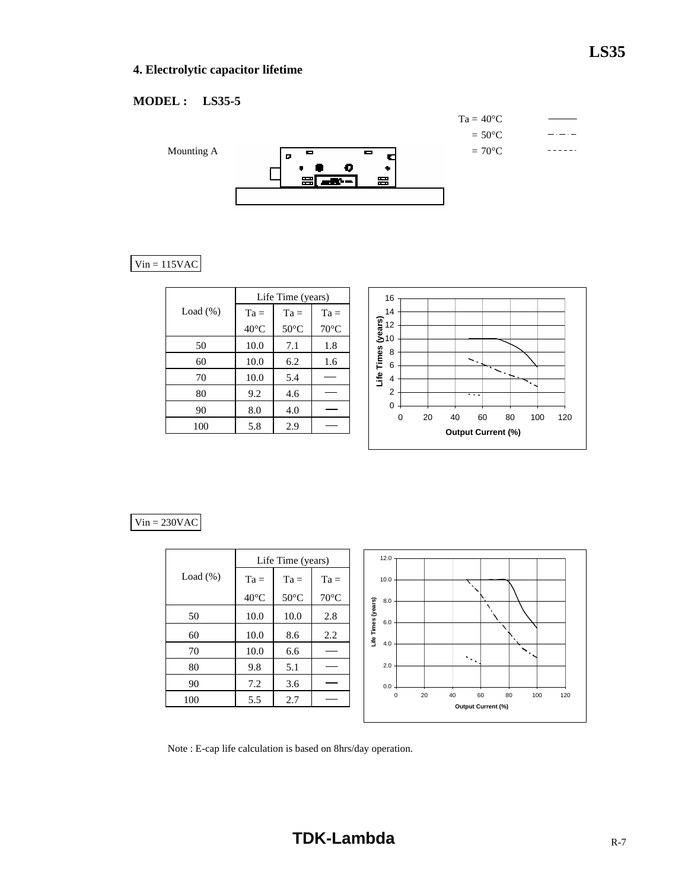## 4. Electrolytic capacitor lifetime

**MODEL : LS35-5**

Ta = 40°C
= 50°C
= 70°C

Mounting A

Vin = 115VAC

| Load (%) | Life Time (years) | | |
|---|---|---|---|
| | Ta = 40°C | Ta = 50°C | Ta = 70°C |
| 50 | 10.0 | 7.1 | 1.8 |
| 60 | 10.0 | 6.2 | 1.6 |
| 70 | 10.0 | 5.4 | — |
| 80 | 9.2 | 4.6 | — |
| 90 | 8.0 | 4.0 | — |
| 100 | 5.8 | 2.9 | — |

Vin = 230VAC

| Load (%) | Life Time (years) | | |
|---|---|---|---|
| | Ta = 40°C | Ta = 50°C | Ta = 70°C |
| 50 | 10.0 | 10.0 | 2.8 |
| 60 | 10.0 | 8.6 | 2.2 |
| 70 | 10.0 | 6.6 | — |
| 80 | 9.8 | 5.1 | — |
| 90 | 7.2 | 3.6 | — |
| 100 | 5.5 | 2.7 | — |

Note : E-cap life calculation is based on 8hrs/day operation.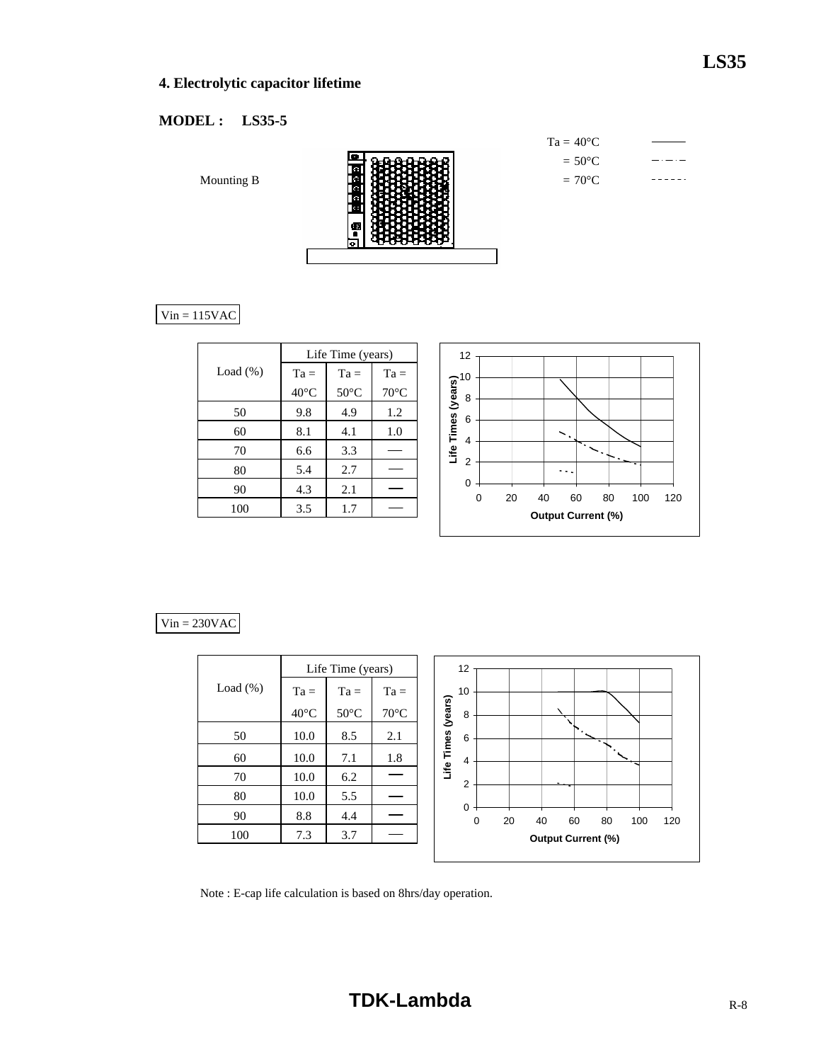## 4. Electrolytic capacitor lifetime

**MODEL : LS35-5**

Mounting B

Ta = 40°C
= 50°C
= 70°C

Vin = 115VAC

| Load (%) | Life Time (years) | | |
|---|---|---|---|
| | Ta = 40°C | Ta = 50°C | Ta = 70°C |
| 50 | 9.8 | 4.9 | 1.2 |
| 60 | 8.1 | 4.1 | 1.0 |
| 70 | 6.6 | 3.3 | — |
| 80 | 5.4 | 2.7 | — |
| 90 | 4.3 | 2.1 | — |
| 100 | 3.5 | 1.7 | — |

Vin = 230VAC

| Load (%) | Life Time (years) | | |
|---|---|---|---|
| | Ta = 40°C | Ta = 50°C | Ta = 70°C |
| 50 | 10.0 | 8.5 | 2.1 |
| 60 | 10.0 | 7.1 | 1.8 |
| 70 | 10.0 | 6.2 | — |
| 80 | 10.0 | 5.5 | — |
| 90 | 8.8 | 4.4 | — |
| 100 | 7.3 | 3.7 | — |

Note : E-cap life calculation is based on 8hrs/day operation.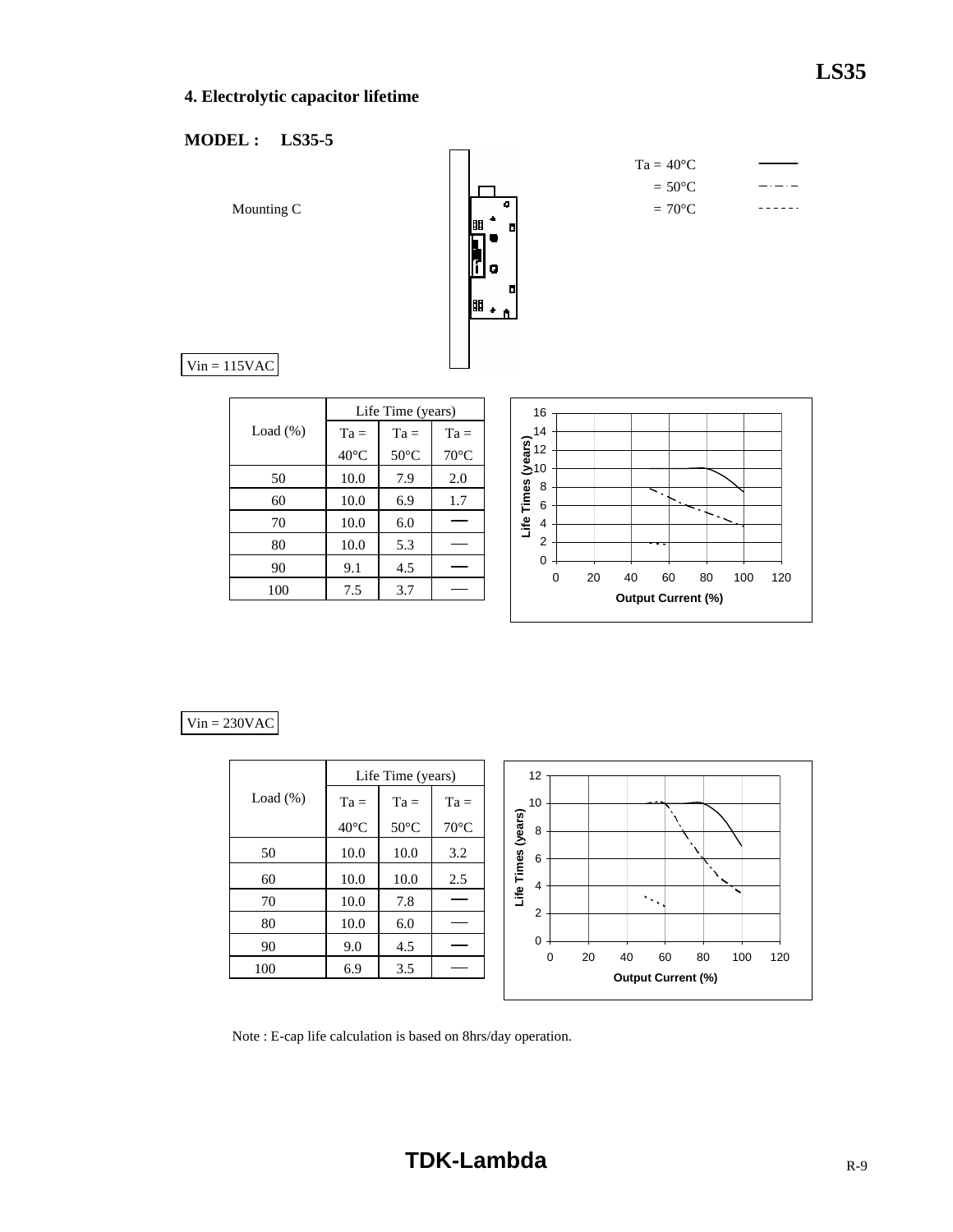## 4. Electrolytic capacitor lifetime

**MODEL : LS35-5**

Mounting C

Ta = 40°C
= 50°C
= 70°C

Vin = 115VAC

| Load (%) | Life Time (years) | | |
|---|---|---|---|
| | Ta = 40°C | Ta = 50°C | Ta = 70°C |
| 50 | 10.0 | 7.9 | 2.0 |
| 60 | 10.0 | 6.9 | 1.7 |
| 70 | 10.0 | 6.0 | — |
| 80 | 10.0 | 5.3 | — |
| 90 | 9.1 | 4.5 | — |
| 100 | 7.5 | 3.7 | — |

Vin = 230VAC

| Load (%) | Life Time (years) | | |
|---|---|---|---|
| | Ta = 40°C | Ta = 50°C | Ta = 70°C |
| 50 | 10.0 | 10.0 | 3.2 |
| 60 | 10.0 | 10.0 | 2.5 |
| 70 | 10.0 | 7.8 | — |
| 80 | 10.0 | 6.0 | — |
| 90 | 9.0 | 4.5 | — |
| 100 | 6.9 | 3.5 | — |

Note : E-cap life calculation is based on 8hrs/day operation.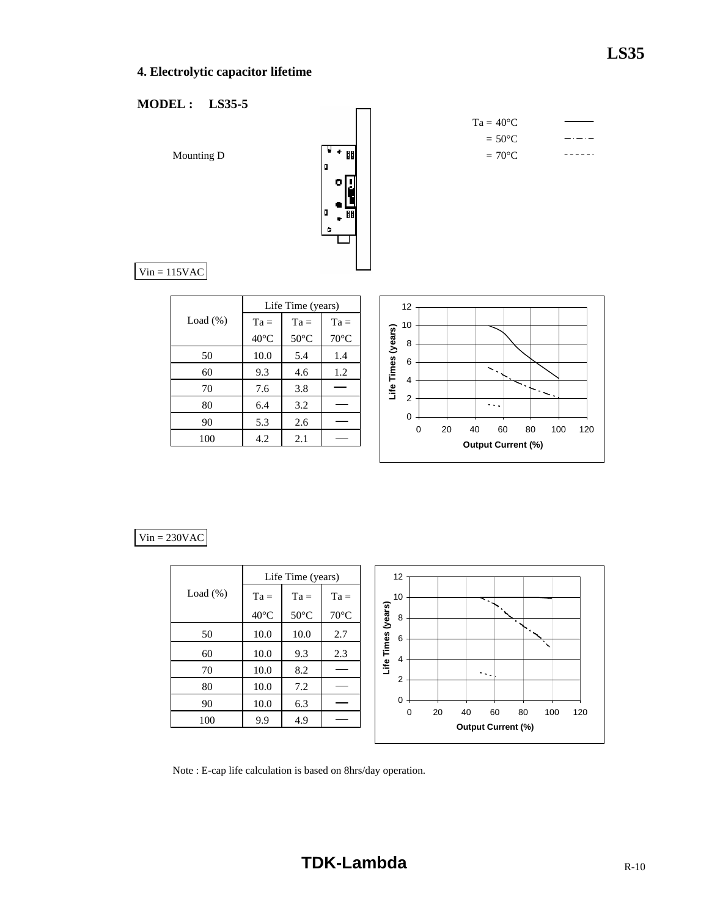## 4. Electrolytic capacitor lifetime

**MODEL : LS35-5**

Mounting D

Ta = 40°C
= 50°C
= 70°C

Vin = 115VAC

| Load (%) | Life Time (years) | | |
|---|---|---|---|
| | Ta = 40°C | Ta = 50°C | Ta = 70°C |
| 50 | 10.0 | 5.4 | 1.4 |
| 60 | 9.3 | 4.6 | 1.2 |
| 70 | 7.6 | 3.8 | — |
| 80 | 6.4 | 3.2 | — |
| 90 | 5.3 | 2.6 | — |
| 100 | 4.2 | 2.1 | — |

Vin = 230VAC

| Load (%) | Life Time (years) | | |
|---|---|---|---|
| | Ta = 40°C | Ta = 50°C | Ta = 70°C |
| 50 | 10.0 | 10.0 | 2.7 |
| 60 | 10.0 | 9.3 | 2.3 |
| 70 | 10.0 | 8.2 | — |
| 80 | 10.0 | 7.2 | — |
| 90 | 10.0 | 6.3 | — |
| 100 | 9.9 | 4.9 | — |

Note : E-cap life calculation is based on 8hrs/day operation.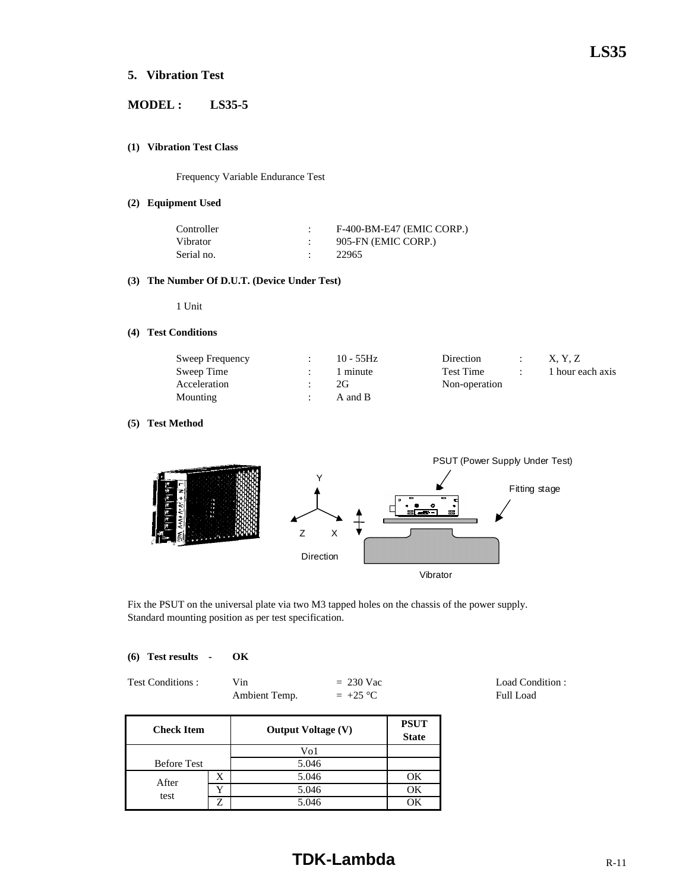## 5. Vibration Test

**MODEL : LS35-5**

**(1) Vibration Test Class**

Frequency Variable Endurance Test

**(2) Equipment Used**

| | | |
|---|---|---|
| Controller | : | F-400-BM-E47 (EMIC CORP.) |
| Vibrator | : | 905-FN (EMIC CORP.) |
| Serial no. | : | 22965 |

**(3) The Number Of D.U.T. (Device Under Test)**

1 Unit

**(4) Test Conditions**

| | | | | | |
|---|---|---|---|---|---|
| Sweep Frequency | : | 10 - 55Hz | Direction | : | X, Y, Z |
| Sweep Time | : | 1 minute | Test Time | : | 1 hour each axis |
| Acceleration | : | 2G | Non-operation | | |
| Mounting | : | A and B | | | |

**(5) Test Method**

PSUT (Power Supply Under Test)

Fitting stage

Y Z X Direction

Vibrator

Fix the PSUT on the universal plate via two M3 tapped holes on the chassis of the power supply.
Standard mounting position as per test specification.

**(6) Test results - OK**

| Test Conditions : | Vin | = 230 Vac | Load Condition : |
|---|---|---|---|
| | Ambient Temp. | = +25 °C | Full Load |

| Check Item | | Output Voltage (V) | PSUT State |
|---|---|---|---|
| | | Vo1 | |
| Before Test | | 5.046 | |
| After test | X | 5.046 | OK |
| | Y | 5.046 | OK |
| | Z | 5.046 | OK |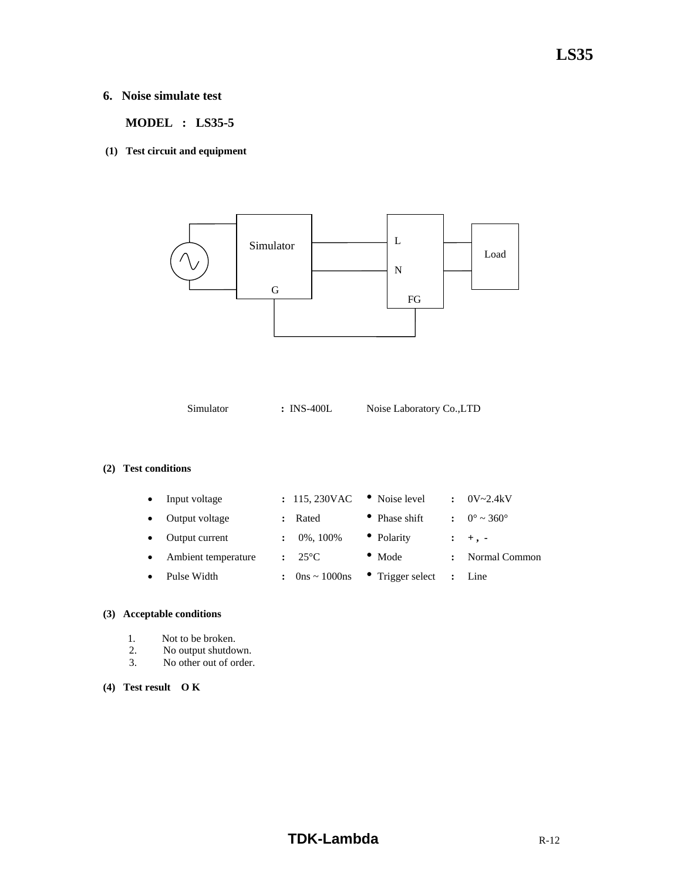## 6. Noise simulate test

**MODEL : LS35-5**

**(1) Test circuit and equipment**

Simulator : INS-400L Noise Laboratory Co.,LTD

**(2) Test conditions**

| | | | | |
|---|---|---|---|---|
| • Input voltage | : 115, 230VAC | • Noise level | : | 0V~2.4kV |
| • Output voltage | : Rated | • Phase shift | : | 0° ~ 360° |
| • Output current | : 0%, 100% | • Polarity | : | + , - |
| • Ambient temperature | : 25°C | • Mode | : | Normal Common |
| • Pulse Width | : 0ns ~ 1000ns | • Trigger select | : | Line |

**(3) Acceptable conditions**

1. Not to be broken.
2. No output shutdown.
3. No other out of order.

**(4) Test result O K**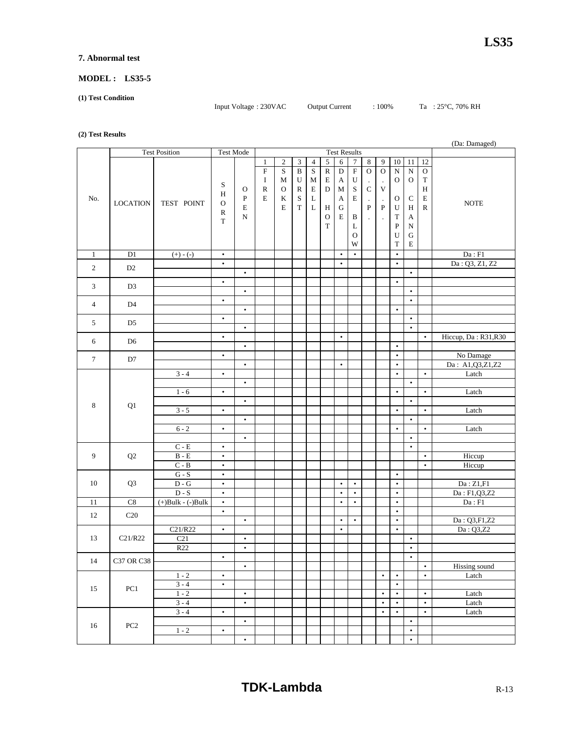### 7. Abnormal test

#### MODEL : LS35-5

**(1) Test Condition**

Input Voltage : 230VAC　　Output Current　: 100%　　Ta : 25°C, 70% RH

**(2) Test Results**

(Da: Damaged)

| No. | Test Position: LOCATION | Test Position: TEST POINT | Test Mode: SHORT | Test Mode: OPEN | 1 FIRE | 2 SMOKE | 3 BURST | 4 SMELL | 5 RED HOT | 6 DAMAGE | 7 FUSE BLOW | 8 O.C.P. | 9 O.V.P. | 10 NO OUTPUT | 11 NO CHANGE | 12 OTHER | NOTE |
|---|---|---|---|---|---|---|---|---|---|---|---|---|---|---|---|---|---|
| 1 | D1 | (+) - (-) | • | | | | | | | • | • | | | • | | | Da : F1 |
| 2 | D2 | | • | | | | | | | • | | | | • | | | Da : Q3, Z1, Z2 |
| | | | | • | | | | | | | | | | | • | | |
| 3 | D3 | | • | | | | | | | | | | | • | | | |
| | | | | • | | | | | | | | | | | • | | |
| 4 | D4 | | • | | | | | | | | | | | | • | | |
| | | | | • | | | | | | | | | | • | | | |
| 5 | D5 | | • | | | | | | | | | | | | • | | |
| | | | | • | | | | | | | | | | | • | | |
| 6 | D6 | | • | | | | | | | • | | | | | | • | Hiccup, Da : R31,R30 |
| | | | | • | | | | | | | | | | • | | | |
| 7 | D7 | | • | | | | | | | | | | | • | | | No Damage |
| | | | | • | | | | | | • | | | | • | | | Da : A1,Q3,Z1,Z2 |
| 8 | Q1 | 3 - 4 | • | | | | | | | | | | | • | | • | Latch |
| | | | | • | | | | | | | | | | | • | | |
| | | 1 - 6 | • | | | | | | | | | | | • | | • | Latch |
| | | | | • | | | | | | | | | | | • | | |
| | | 3 - 5 | • | | | | | | | | | | | • | | • | Latch |
| | | | | • | | | | | | | | | | | • | | |
| | | 6 - 2 | • | | | | | | | | | | | • | | • | Latch |
| | | | | • | | | | | | | | | | | • | | |
| 9 | Q2 | C - E | • | | | | | | | | | | | | • | | |
| | | B - E | • | | | | | | | | | | | | | • | Hiccup |
| | | C - B | • | | | | | | | | | | | | | • | Hiccup |
| 10 | Q3 | G - S | • | | | | | | | | | | | • | | | |
| | | D - G | • | | | | | | | • | • | | | • | | | Da : Z1,F1 |
| | | D - S | • | | | | | | | • | • | | | • | | | Da : F1,Q3,Z2 |
| 11 | C8 | (+)Bulk - (-)Bulk | • | | | | | | | • | • | | | • | | | Da : F1 |
| 12 | C20 | | • | | | | | | | | | | | • | | | |
| | | | | • | | | | | | • | • | | | • | | | Da : Q3,F1,Z2 |
| 13 | C21/R22 | C21/R22 | • | | | | | | | • | | | | • | | | Da : Q3,Z2 |
| | | C21 | | • | | | | | | | | | | | • | | |
| | | R22 | | • | | | | | | | | | | | • | | |
| 14 | C37 OR C38 | | • | | | | | | | | | | | | • | | |
| | | | | • | | | | | | | | | | | | • | Hissing sound |
| 15 | PC1 | 1 - 2 | • | | | | | | | | | | • | • | | • | Latch |
| | | 3 - 4 | • | | | | | | | | | | | • | | | |
| | | 1 - 2 | | • | | | | | | | | | • | • | | • | Latch |
| | | 3 - 4 | | • | | | | | | | | | • | • | | • | Latch |
| 16 | PC2 | 3 - 4 | • | | | | | | | | | | • | • | | • | Latch |
| | | | | • | | | | | | | | | | | • | | |
| | | 1 - 2 | • | | | | | | | | | | | | • | | |
| | | | | • | | | | | | | | | | | • | | |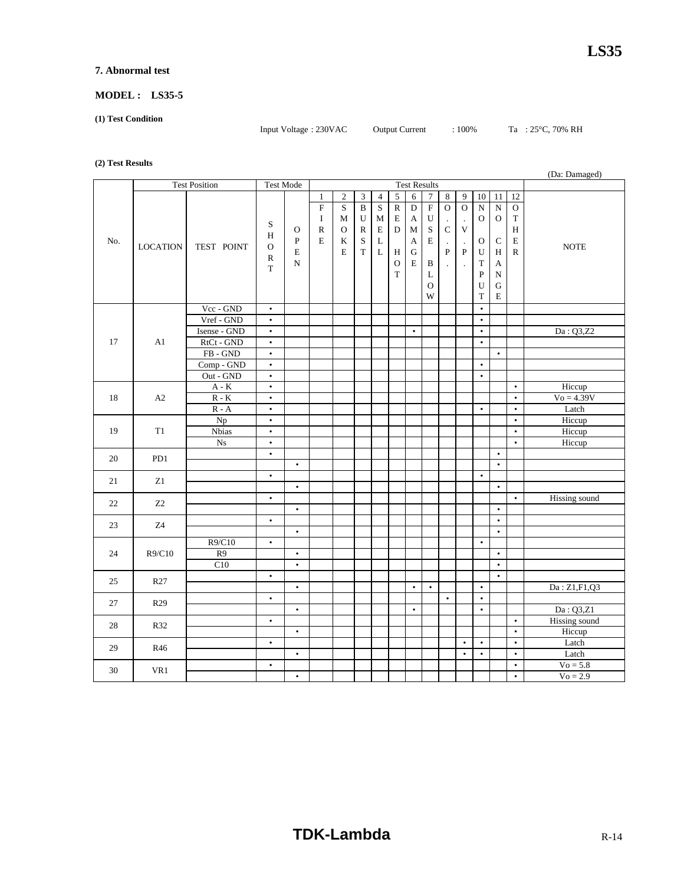## 7. Abnormal test

**MODEL :　LS35-5**

**(1) Test Condition**

Input Voltage : 230VAC　　Output Current　: 100%　　Ta　: 25°C, 70% RH

**(2) Test Results**

(Da: Damaged)

| No. | Test Position | | Test Mode | | Test Results | | | | | | | | | | | | NOTE |
|---|---|---|---|---|---|---|---|---|---|---|---|---|---|---|---|---|---|
| | LOCATION | TEST POINT | SHORT | OPEN | 1 FIRE | 2 SMOKE | 3 BURST | 4 SMELL | 5 RED HOT | 6 DAMAGE | 7 FUSE BLOW | 8 O.C.P. | 9 O.V.P. | 10 NO OUTPUT | 11 NO CHANGE | 12 OTHER | |
| 17 | A1 | Vcc - GND | • | | | | | | | | | | | • | | | |
| | | Vref - GND | • | | | | | | | | | | | • | | | |
| | | Isense - GND | • | | | | | | | • | | | | • | | | Da : Q3,Z2 |
| | | RtCt - GND | • | | | | | | | | | | | • | | | |
| | | FB - GND | • | | | | | | | | | | | | • | | |
| | | Comp - GND | • | | | | | | | | | | | • | | | |
| | | Out - GND | • | | | | | | | | | | | • | | | |
| 18 | A2 | A - K | • | | | | | | | | | | | | | • | Hiccup |
| | | R - K | • | | | | | | | | | | | | | • | Vo = 4.39V |
| | | R - A | • | | | | | | | | | | | • | | • | Latch |
| 19 | T1 | Np | • | | | | | | | | | | | | | • | Hiccup |
| | | Nbias | • | | | | | | | | | | | | | • | Hiccup |
| | | Ns | • | | | | | | | | | | | | | • | Hiccup |
| 20 | PD1 | | • | | | | | | | | | | | | • | | |
| | | | | • | | | | | | | | | | | • | | |
| 21 | Z1 | | • | | | | | | | | | | | • | | | |
| | | | | • | | | | | | | | | | | • | | |
| 22 | Z2 | | • | | | | | | | | | | | | | • | Hissing sound |
| | | | | • | | | | | | | | | | | • | | |
| 23 | Z4 | | • | | | | | | | | | | | | • | | |
| | | | | • | | | | | | | | | | | • | | |
| 24 | R9/C10 | R9/C10 | • | | | | | | | | | | | • | | | |
| | | R9 | | • | | | | | | | | | | | • | | |
| | | C10 | | • | | | | | | | | | | | • | | |
| 25 | R27 | | • | | | | | | | | | | | | • | | |
| | | | | • | | | | | | • | • | | | • | | | Da : Z1,F1,Q3 |
| 27 | R29 | | • | | | | | | | | | • | | • | | | |
| | | | | • | | | | | | • | | | | • | | | Da : Q3,Z1 |
| 28 | R32 | | • | | | | | | | | | | | | | • | Hissing sound |
| | | | | • | | | | | | | | | | | | • | Hiccup |
| 29 | R46 | | • | | | | | | | | | | • | • | | • | Latch |
| | | | | • | | | | | | | | | • | • | | • | Latch |
| 30 | VR1 | | • | | | | | | | | | | | | | • | Vo = 5.8 |
| | | | | • | | | | | | | | | | | | • | Vo = 2.9 |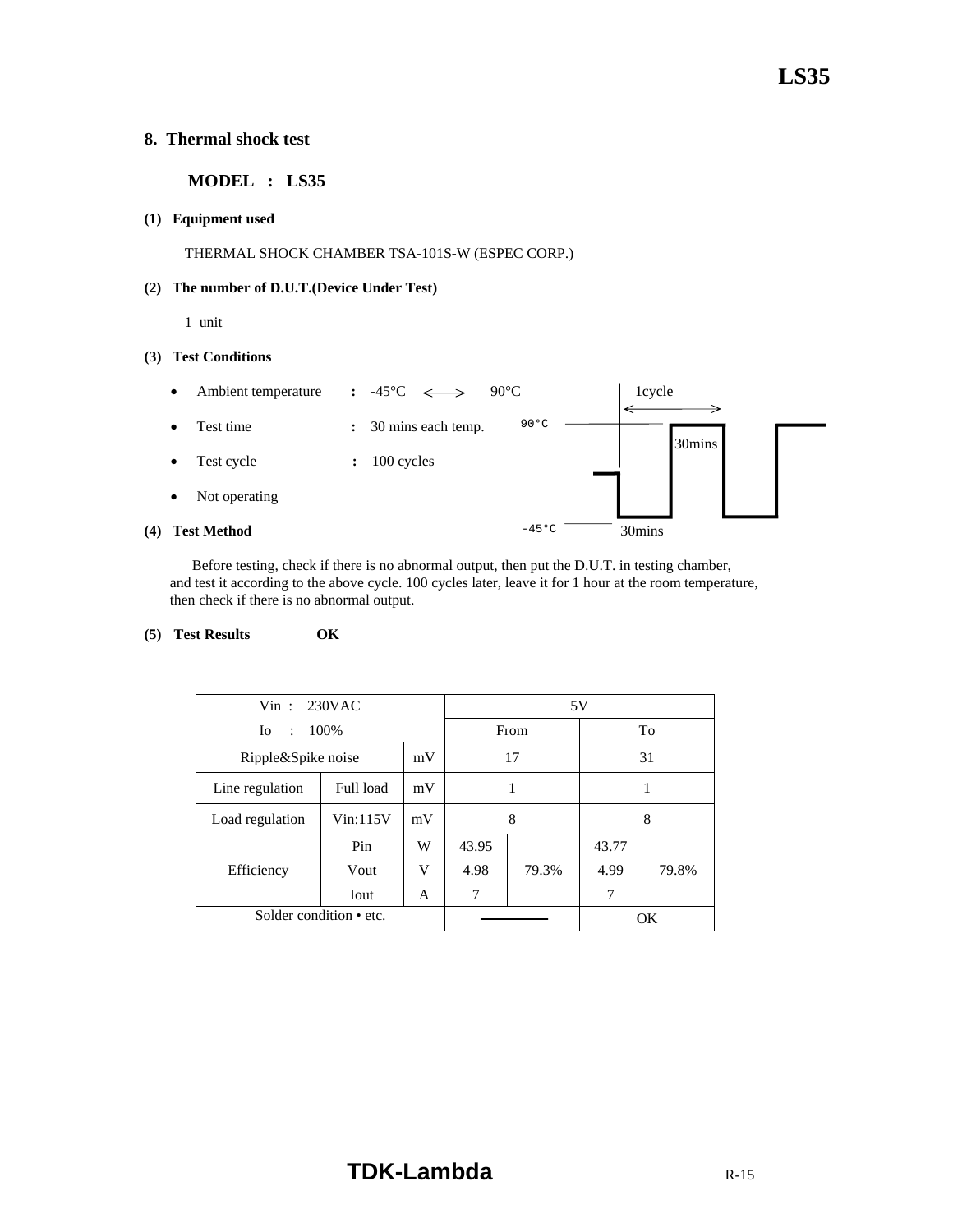## 8. Thermal shock test

**MODEL : LS35**

**(1) Equipment used**

THERMAL SHOCK CHAMBER TSA-101S-W (ESPEC CORP.)

**(2) The number of D.U.T.(Device Under Test)**

1 unit

**(3) Test Conditions**

- Ambient temperature : -45°C ⟷ 90°C
- Test time : 30 mins each temp.
- Test cycle : 100 cycles
- Not operating

1cycle

90°C

30mins

-45°C

30mins

**(4) Test Method**

Before testing, check if there is no abnormal output, then put the D.U.T. in testing chamber, and test it according to the above cycle. 100 cycles later, leave it for 1 hour at the room temperature, then check if there is no abnormal output.

**(5) Test Results OK**

| Vin : 230VAC | | | 5V | | | |
|---|---|---|---|---|---|---|
| Io : 100% | | | From | | To | |
| Ripple&Spike noise | | mV | 17 | | 31 | |
| Line regulation | Full load | mV | 1 | | 1 | |
| Load regulation | Vin:115V | mV | 8 | | 8 | |
| Efficiency | Pin | W | 43.95 | 79.3% | 43.77 | 79.8% |
| | Vout | V | 4.98 | | 4.99 | |
| | Iout | A | 7 | | 7 | |
| Solder condition • etc. | | | ――― | | OK | |